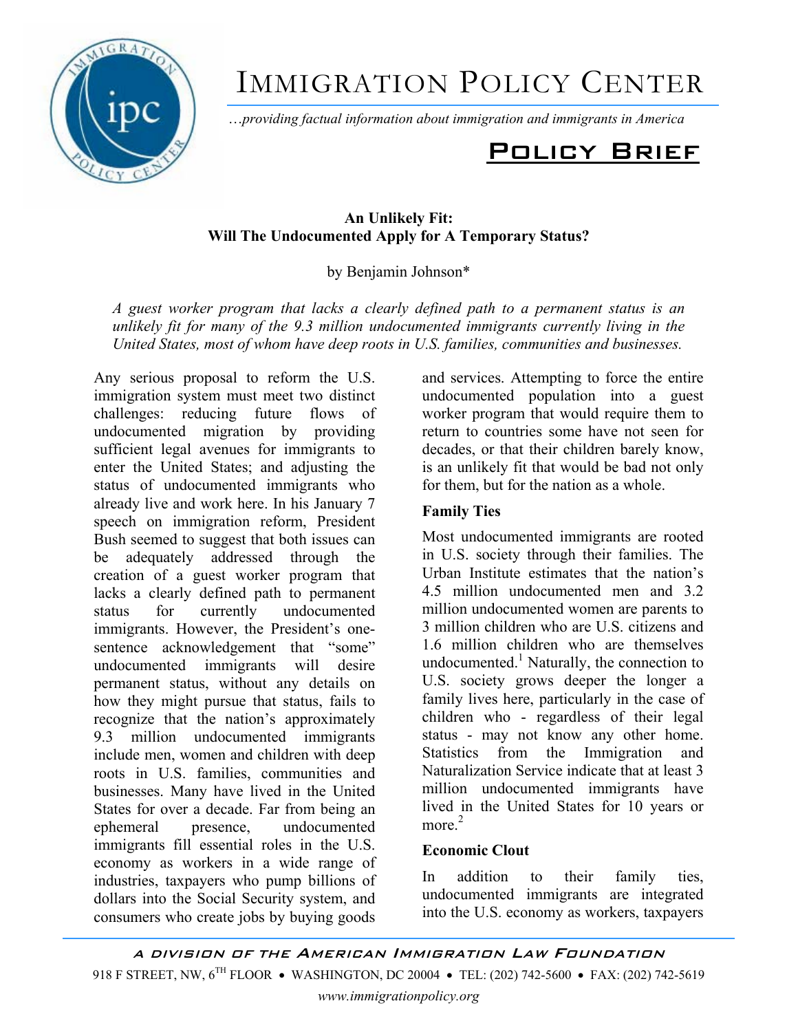# Immigration Policy Center

*…providing factual information about immigration and immigrants in America*

## Policy Brief

### An Unlikely Fit: Will The Undocumented Apply for A Temporary Status?

by Benjamin Johnson*

*A guest worker program that lacks a clearly defined path to a permanent status is an unlikely fit for many of the 9.3 million undocumented immigrants currently living in the United States, most of whom have deep roots in U.S. families, communities and businesses.*

Any serious proposal to reform the U.S. immigration system must meet two distinct challenges: reducing future flows of undocumented migration by providing sufficient legal avenues for immigrants to enter the United States; and adjusting the status of undocumented immigrants who already live and work here. In his January 7 speech on immigration reform, President Bush seemed to suggest that both issues can be adequately addressed through the creation of a guest worker program that lacks a clearly defined path to permanent status for currently undocumented immigrants. However, the President's one-sentence acknowledgement that "some" undocumented immigrants will desire permanent status, without any details on how they might pursue that status, fails to recognize that the nation's approximately 9.3 million undocumented immigrants include men, women and children with deep roots in U.S. families, communities and businesses. Many have lived in the United States for over a decade. Far from being an ephemeral presence, undocumented immigrants fill essential roles in the U.S. economy as workers in a wide range of industries, taxpayers who pump billions of dollars into the Social Security system, and consumers who create jobs by buying goods and services. Attempting to force the entire undocumented population into a guest worker program that would require them to return to countries some have not seen for decades, or that their children barely know, is an unlikely fit that would be bad not only for them, but for the nation as a whole.

### Family Ties

Most undocumented immigrants are rooted in U.S. society through their families. The Urban Institute estimates that the nation's 4.5 million undocumented men and 3.2 million undocumented women are parents to 3 million children who are U.S. citizens and 1.6 million children who are themselves undocumented.[1] Naturally, the connection to U.S. society grows deeper the longer a family lives here, particularly in the case of children who - regardless of their legal status - may not know any other home. Statistics from the Immigration and Naturalization Service indicate that at least 3 million undocumented immigrants have lived in the United States for 10 years or more.[2]

### Economic Clout

In addition to their family ties, undocumented immigrants are integrated into the U.S. economy as workers, taxpayers

A DIVISION OF THE AMERICAN IMMIGRATION LAW FOUNDATION

918 F STREET, NW, 6TH FLOOR • WASHINGTON, DC 20004 • TEL: (202) 742-5600 • FAX: (202) 742-5619

*www.immigrationpolicy.org*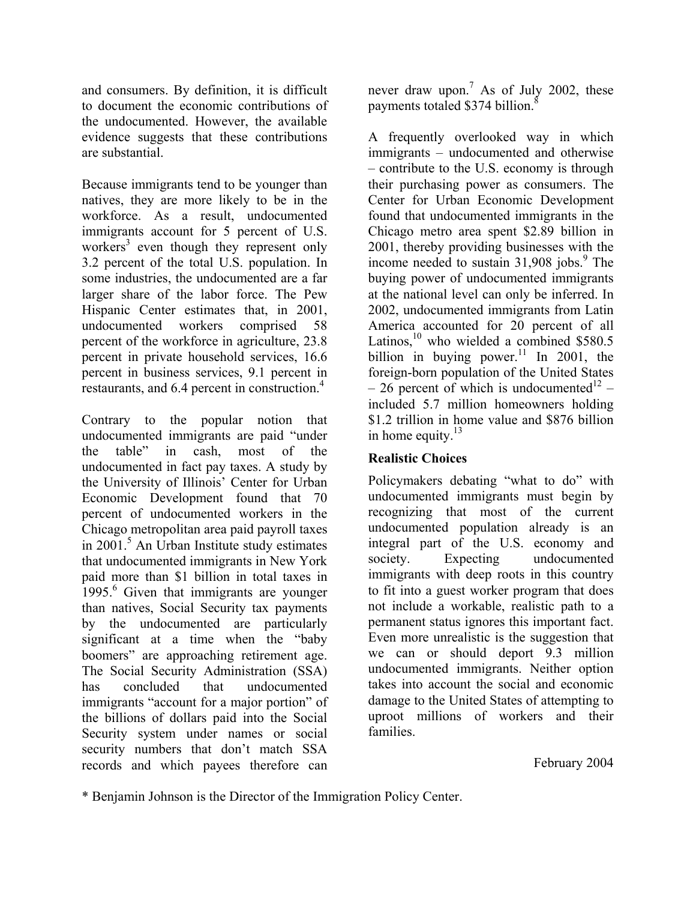and consumers. By definition, it is difficult to document the economic contributions of the undocumented. However, the available evidence suggests that these contributions are substantial.

Because immigrants tend to be younger than natives, they are more likely to be in the workforce. As a result, undocumented immigrants account for 5 percent of U.S. workers[3] even though they represent only 3.2 percent of the total U.S. population. In some industries, the undocumented are a far larger share of the labor force. The Pew Hispanic Center estimates that, in 2001, undocumented workers comprised 58 percent of the workforce in agriculture, 23.8 percent in private household services, 16.6 percent in business services, 9.1 percent in restaurants, and 6.4 percent in construction.[4]

Contrary to the popular notion that undocumented immigrants are paid "under the table" in cash, most of the undocumented in fact pay taxes. A study by the University of Illinois' Center for Urban Economic Development found that 70 percent of undocumented workers in the Chicago metropolitan area paid payroll taxes in 2001.[5] An Urban Institute study estimates that undocumented immigrants in New York paid more than $1 billion in total taxes in 1995.[6] Given that immigrants are younger than natives, Social Security tax payments by the undocumented are particularly significant at a time when the "baby boomers" are approaching retirement age. The Social Security Administration (SSA) has concluded that undocumented immigrants "account for a major portion" of the billions of dollars paid into the Social Security system under names or social security numbers that don't match SSA records and which payees therefore can never draw upon.[7] As of July 2002, these payments totaled $374 billion.[8]

A frequently overlooked way in which immigrants – undocumented and otherwise – contribute to the U.S. economy is through their purchasing power as consumers. The Center for Urban Economic Development found that undocumented immigrants in the Chicago metro area spent $2.89 billion in 2001, thereby providing businesses with the income needed to sustain 31,908 jobs.[9] The buying power of undocumented immigrants at the national level can only be inferred. In 2002, undocumented immigrants from Latin America accounted for 20 percent of all Latinos,[10] who wielded a combined $580.5 billion in buying power.[11] In 2001, the foreign-born population of the United States – 26 percent of which is undocumented[12] – included 5.7 million homeowners holding $1.2 trillion in home value and $876 billion in home equity.[13]

## Realistic Choices

Policymakers debating "what to do" with undocumented immigrants must begin by recognizing that most of the current undocumented population already is an integral part of the U.S. economy and society. Expecting undocumented immigrants with deep roots in this country to fit into a guest worker program that does not include a workable, realistic path to a permanent status ignores this important fact. Even more unrealistic is the suggestion that we can or should deport 9.3 million undocumented immigrants. Neither option takes into account the social and economic damage to the United States of attempting to uproot millions of workers and their families.

February 2004

* Benjamin Johnson is the Director of the Immigration Policy Center.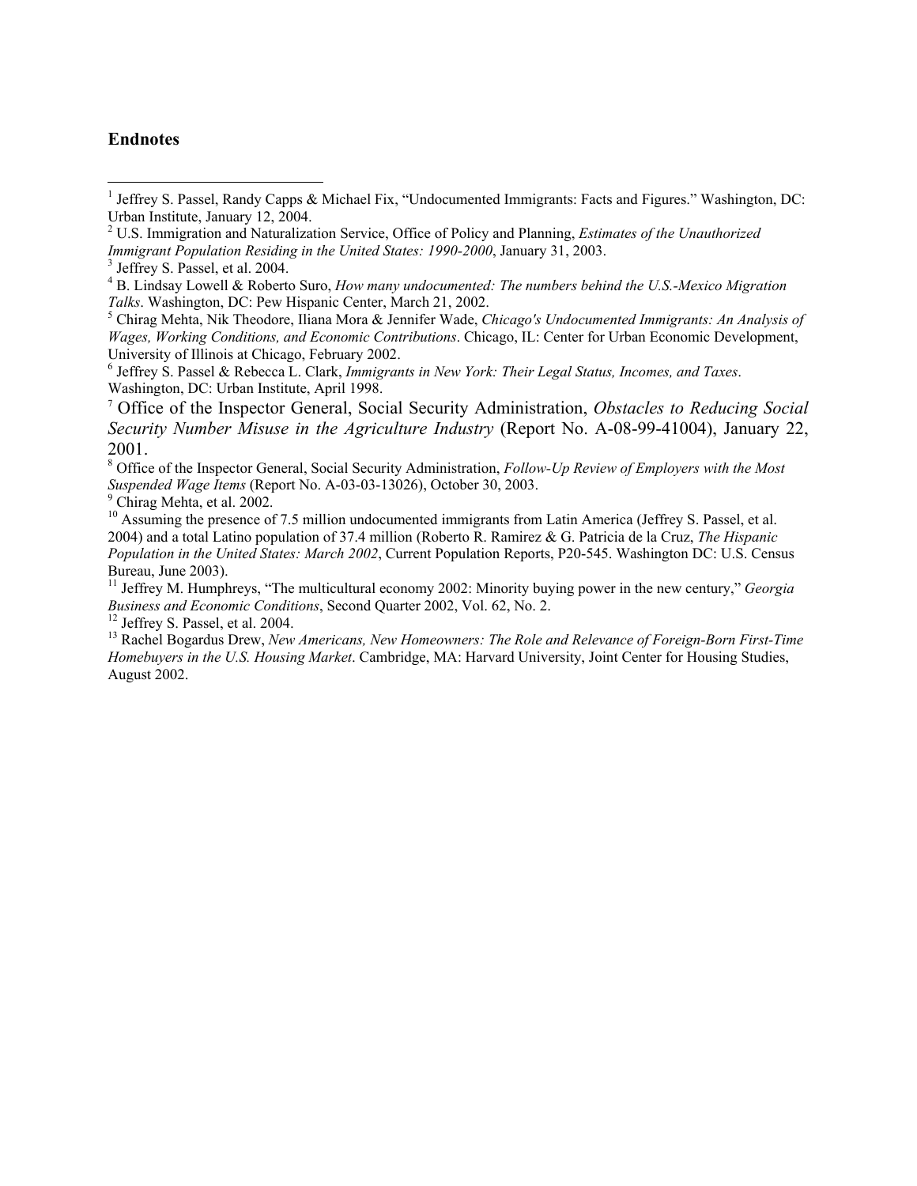## Endnotes

[1] Jeffrey S. Passel, Randy Capps & Michael Fix, "Undocumented Immigrants: Facts and Figures." Washington, DC: Urban Institute, January 12, 2004.

[2] U.S. Immigration and Naturalization Service, Office of Policy and Planning, *Estimates of the Unauthorized Immigrant Population Residing in the United States: 1990-2000*, January 31, 2003.

[3] Jeffrey S. Passel, et al. 2004.

[4] B. Lindsay Lowell & Roberto Suro, *How many undocumented: The numbers behind the U.S.-Mexico Migration Talks*. Washington, DC: Pew Hispanic Center, March 21, 2002.

[5] Chirag Mehta, Nik Theodore, Iliana Mora & Jennifer Wade, *Chicago's Undocumented Immigrants: An Analysis of Wages, Working Conditions, and Economic Contributions*. Chicago, IL: Center for Urban Economic Development, University of Illinois at Chicago, February 2002.

[6] Jeffrey S. Passel & Rebecca L. Clark, *Immigrants in New York: Their Legal Status, Incomes, and Taxes*. Washington, DC: Urban Institute, April 1998.

[7] Office of the Inspector General, Social Security Administration, *Obstacles to Reducing Social Security Number Misuse in the Agriculture Industry* (Report No. A-08-99-41004), January 22, 2001.

[8] Office of the Inspector General, Social Security Administration, *Follow-Up Review of Employers with the Most Suspended Wage Items* (Report No. A-03-03-13026), October 30, 2003.

[9] Chirag Mehta, et al. 2002.

[10] Assuming the presence of 7.5 million undocumented immigrants from Latin America (Jeffrey S. Passel, et al. 2004) and a total Latino population of 37.4 million (Roberto R. Ramirez & G. Patricia de la Cruz, *The Hispanic Population in the United States: March 2002*, Current Population Reports, P20-545. Washington DC: U.S. Census Bureau, June 2003).

[11] Jeffrey M. Humphreys, "The multicultural economy 2002: Minority buying power in the new century," *Georgia Business and Economic Conditions*, Second Quarter 2002, Vol. 62, No. 2.

[12] Jeffrey S. Passel, et al. 2004.

[13] Rachel Bogardus Drew, *New Americans, New Homeowners: The Role and Relevance of Foreign-Born First-Time Homebuyers in the U.S. Housing Market*. Cambridge, MA: Harvard University, Joint Center for Housing Studies, August 2002.